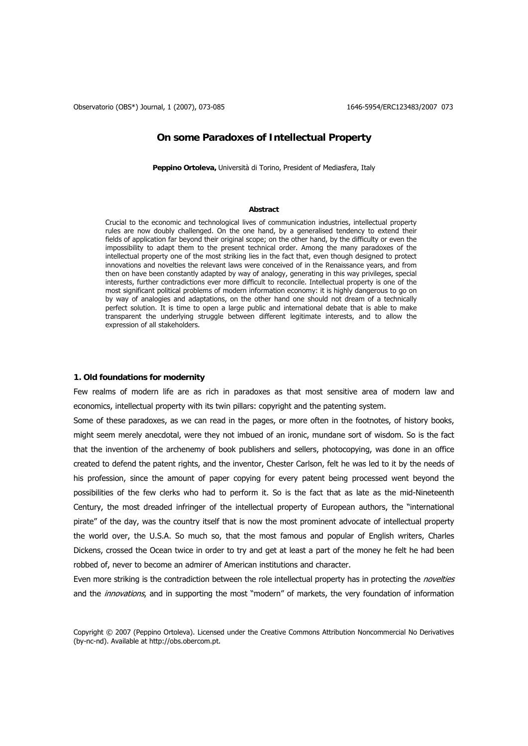# On some Paradoxes of Intellectual Property

**Peppino Ortoleva,** Università di Torino, President of Mediasfera, Italy

**Abstract**

Crucial to the economic and technological lives of communication industries, intellectual property rules are now doubly challenged. On the one hand, by a generalised tendency to extend their fields of application far beyond their original scope; on the other hand, by the difficulty or even the impossibility to adapt them to the present technical order. Among the many paradoxes of the intellectual property one of the most striking lies in the fact that, even though designed to protect innovations and novelties the relevant laws were conceived of in the Renaissance years, and from then on have been constantly adapted by way of analogy, generating in this way privileges, special interests, further contradictions ever more difficult to reconcile. Intellectual property is one of the most significant political problems of modern information economy: it is highly dangerous to go on by way of analogies and adaptations, on the other hand one should not dream of a technically perfect solution. It is time to open a large public and international debate that is able to make transparent the underlying struggle between different legitimate interests, and to allow the expression of all stakeholders.

## 1. Old foundations for modernity

Few realms of modern life are as rich in paradoxes as that most sensitive area of modern law and economics, intellectual property with its twin pillars: copyright and the patenting system.

Some of these paradoxes, as we can read in the pages, or more often in the footnotes, of history books, might seem merely anecdotal, were they not imbued of an ironic, mundane sort of wisdom. So is the fact that the invention of the archenemy of book publishers and sellers, photocopying, was done in an office created to defend the patent rights, and the inventor, Chester Carlson, felt he was led to it by the needs of his profession, since the amount of paper copying for every patent being processed went beyond the possibilities of the few clerks who had to perform it. So is the fact that as late as the mid-Nineteenth Century, the most dreaded infringer of the intellectual property of European authors, the "international pirate" of the day, was the country itself that is now the most prominent advocate of intellectual property the world over, the U.S.A. So much so, that the most famous and popular of English writers, Charles Dickens, crossed the Ocean twice in order to try and get at least a part of the money he felt he had been robbed of, never to become an admirer of American institutions and character.

Even more striking is the contradiction between the role intellectual property has in protecting the *novelties* and the *innovations*, and in supporting the most "modern" of markets, the very foundation of information

Copyright © 2007 (Peppino Ortoleva). Licensed under the Creative Commons Attribution Noncommercial No Derivatives (by-nc-nd). Available at http://obs.obercom.pt.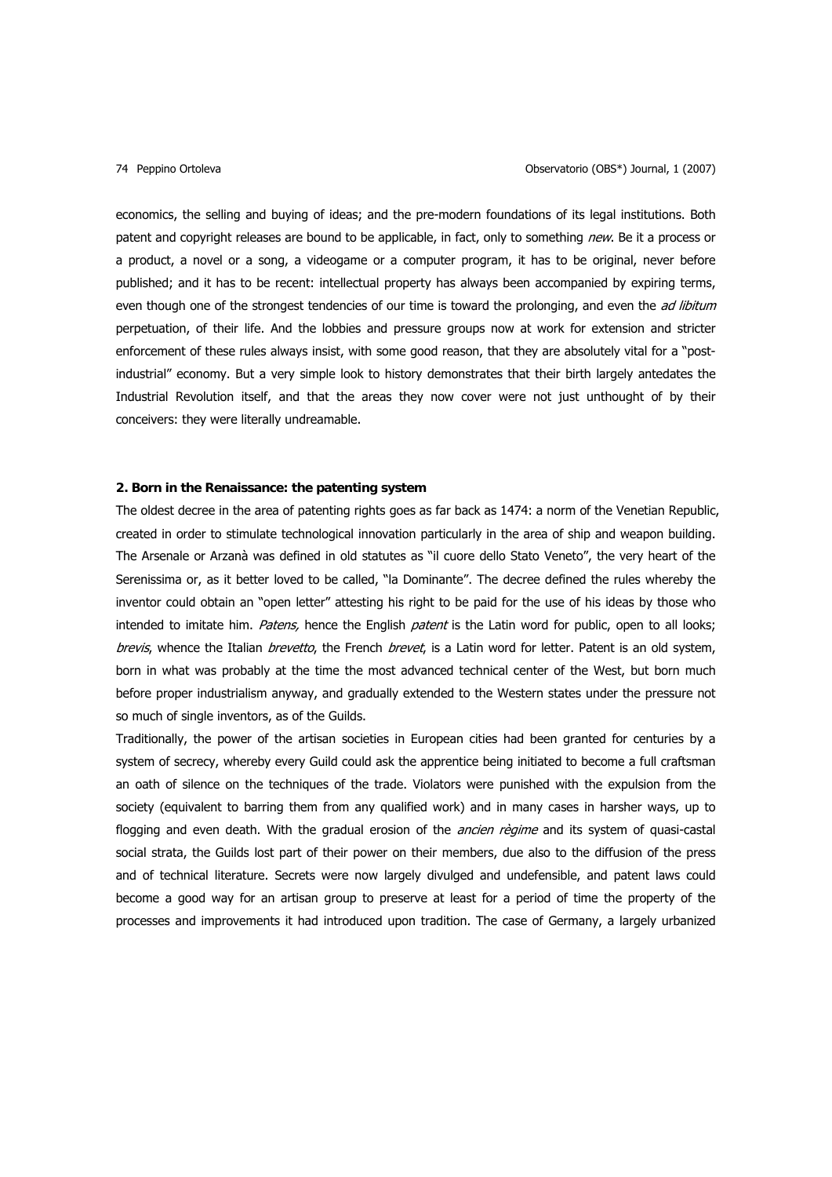economics, the selling and buying of ideas; and the pre-modern foundations of its legal institutions. Both patent and copyright releases are bound to be applicable, in fact, only to something *new*. Be it a process or a product, a novel or a song, a videogame or a computer program, it has to be original, never before published; and it has to be recent: intellectual property has always been accompanied by expiring terms, even though one of the strongest tendencies of our time is toward the prolonging, and even the *ad libitum* perpetuation, of their life. And the lobbies and pressure groups now at work for extension and stricter enforcement of these rules always insist, with some good reason, that they are absolutely vital for a "post-industrial" economy. But a very simple look to history demonstrates that their birth largely antedates the Industrial Revolution itself, and that the areas they now cover were not just unthought of by their conceivers: they were literally undreamable.

### 2. Born in the Renaissance: the patenting system

The oldest decree in the area of patenting rights goes as far back as 1474: a norm of the Venetian Republic, created in order to stimulate technological innovation particularly in the area of ship and weapon building. The Arsenale or Arzanà was defined in old statutes as "il cuore dello Stato Veneto", the very heart of the Serenissima or, as it better loved to be called, "la Dominante". The decree defined the rules whereby the inventor could obtain an "open letter" attesting his right to be paid for the use of his ideas by those who intended to imitate him. *Patens,* hence the English *patent* is the Latin word for public, open to all looks; *brevis*, whence the Italian *brevetto*, the French *brevet*, is a Latin word for letter. Patent is an old system, born in what was probably at the time the most advanced technical center of the West, but born much before proper industrialism anyway, and gradually extended to the Western states under the pressure not so much of single inventors, as of the Guilds.

Traditionally, the power of the artisan societies in European cities had been granted for centuries by a system of secrecy, whereby every Guild could ask the apprentice being initiated to become a full craftsman an oath of silence on the techniques of the trade. Violators were punished with the expulsion from the society (equivalent to barring them from any qualified work) and in many cases in harsher ways, up to flogging and even death. With the gradual erosion of the *ancien règime* and its system of quasi-castal social strata, the Guilds lost part of their power on their members, due also to the diffusion of the press and of technical literature. Secrets were now largely divulged and undefensible, and patent laws could become a good way for an artisan group to preserve at least for a period of time the property of the processes and improvements it had introduced upon tradition. The case of Germany, a largely urbanized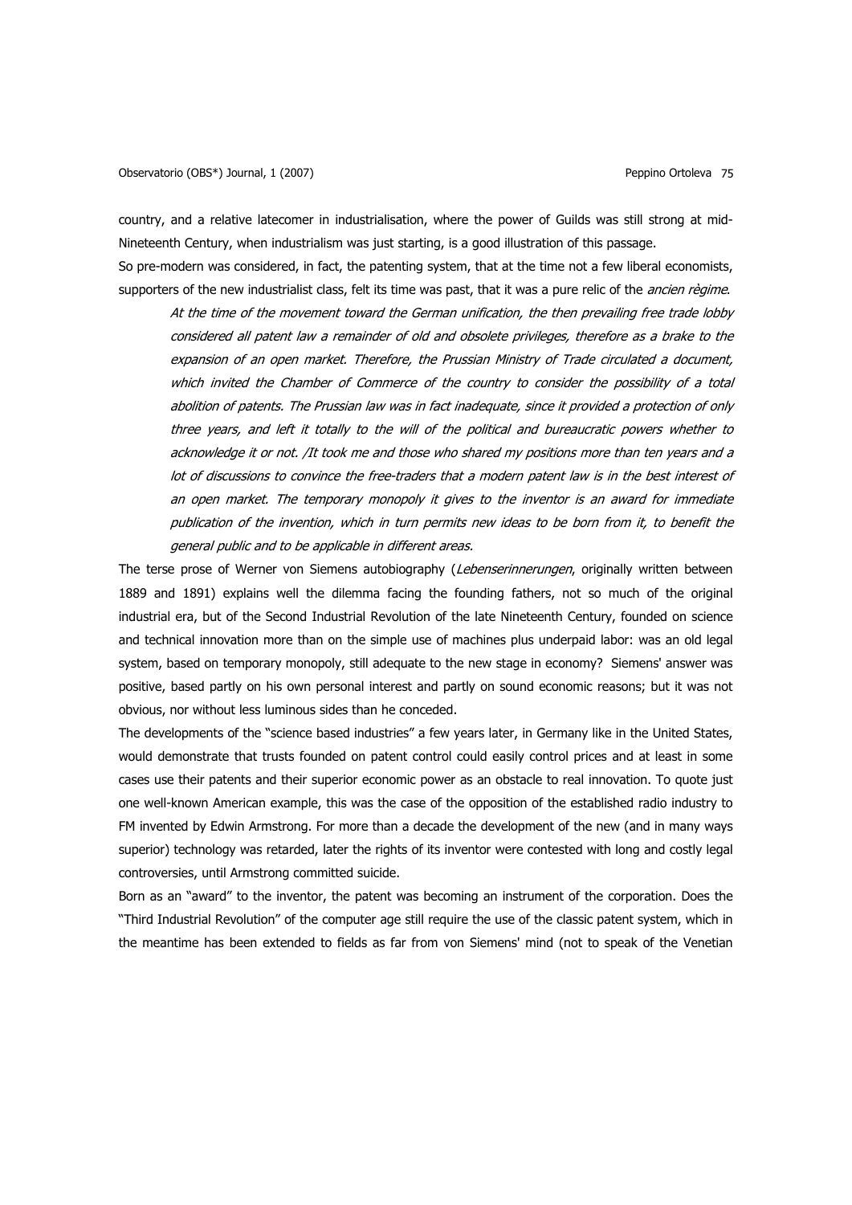country, and a relative latecomer in industrialisation, where the power of Guilds was still strong at mid-Nineteenth Century, when industrialism was just starting, is a good illustration of this passage.

So pre-modern was considered, in fact, the patenting system, that at the time not a few liberal economists, supporters of the new industrialist class, felt its time was past, that it was a pure relic of the *ancien règime*.

> *At the time of the movement toward the German unification, the then prevailing free trade lobby considered all patent law a remainder of old and obsolete privileges, therefore as a brake to the expansion of an open market. Therefore, the Prussian Ministry of Trade circulated a document, which invited the Chamber of Commerce of the country to consider the possibility of a total abolition of patents. The Prussian law was in fact inadequate, since it provided a protection of only three years, and left it totally to the will of the political and bureaucratic powers whether to acknowledge it or not. /It took me and those who shared my positions more than ten years and a lot of discussions to convince the free-traders that a modern patent law is in the best interest of an open market. The temporary monopoly it gives to the inventor is an award for immediate publication of the invention, which in turn permits new ideas to be born from it, to benefit the general public and to be applicable in different areas.*

The terse prose of Werner von Siemens autobiography (*Lebenserinnerungen*, originally written between 1889 and 1891) explains well the dilemma facing the founding fathers, not so much of the original industrial era, but of the Second Industrial Revolution of the late Nineteenth Century, founded on science and technical innovation more than on the simple use of machines plus underpaid labor: was an old legal system, based on temporary monopoly, still adequate to the new stage in economy? Siemens' answer was positive, based partly on his own personal interest and partly on sound economic reasons; but it was not obvious, nor without less luminous sides than he conceded.

The developments of the "science based industries" a few years later, in Germany like in the United States, would demonstrate that trusts founded on patent control could easily control prices and at least in some cases use their patents and their superior economic power as an obstacle to real innovation. To quote just one well-known American example, this was the case of the opposition of the established radio industry to FM invented by Edwin Armstrong. For more than a decade the development of the new (and in many ways superior) technology was retarded, later the rights of its inventor were contested with long and costly legal controversies, until Armstrong committed suicide.

Born as an "award" to the inventor, the patent was becoming an instrument of the corporation. Does the "Third Industrial Revolution" of the computer age still require the use of the classic patent system, which in the meantime has been extended to fields as far from von Siemens' mind (not to speak of the Venetian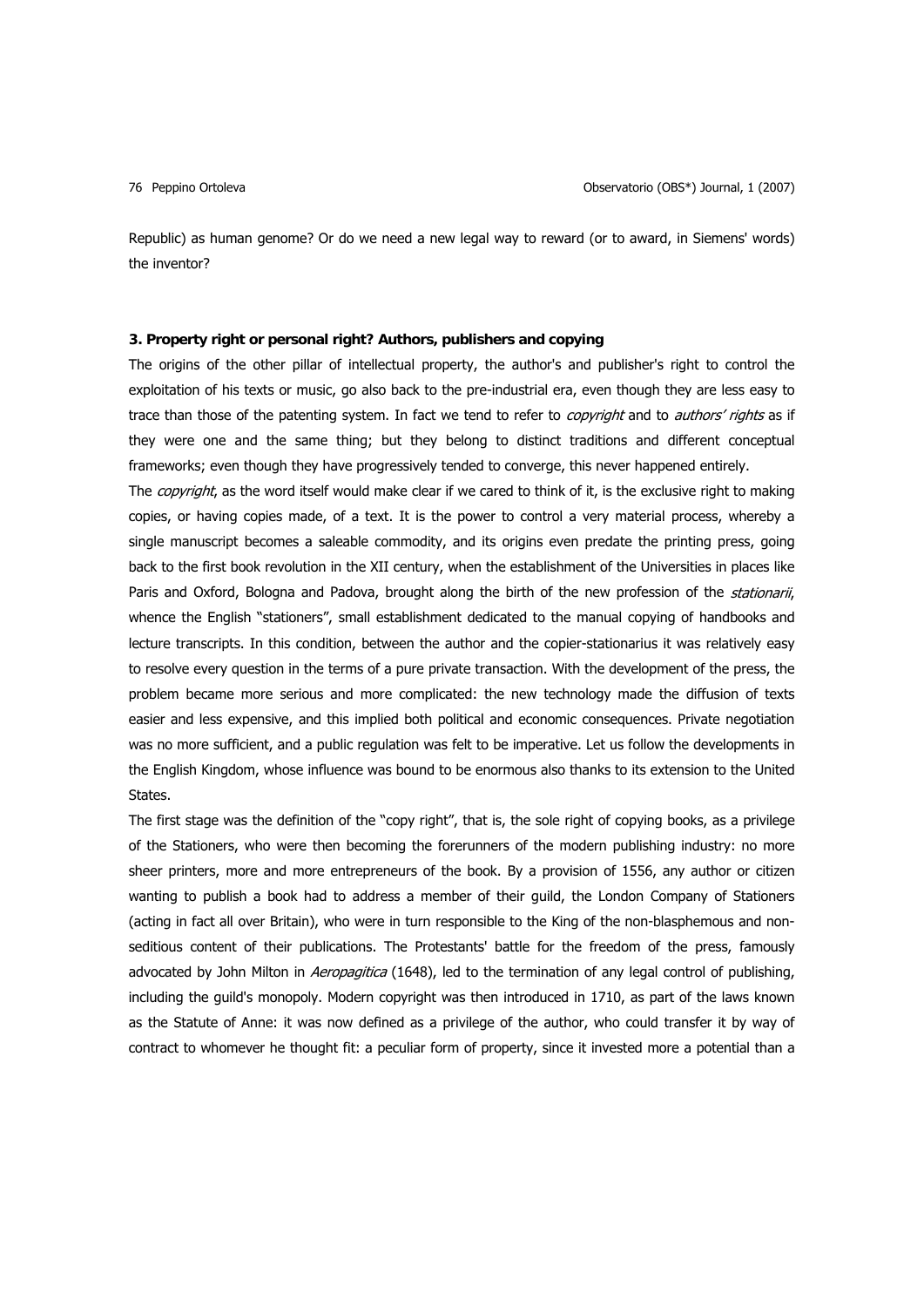Republic) as human genome? Or do we need a new legal way to reward (or to award, in Siemens' words) the inventor?

### 3. Property right or personal right? Authors, publishers and copying

The origins of the other pillar of intellectual property, the author's and publisher's right to control the exploitation of his texts or music, go also back to the pre-industrial era, even though they are less easy to trace than those of the patenting system. In fact we tend to refer to *copyright* and to *authors' rights* as if they were one and the same thing; but they belong to distinct traditions and different conceptual frameworks; even though they have progressively tended to converge, this never happened entirely.

The *copyright*, as the word itself would make clear if we cared to think of it, is the exclusive right to making copies, or having copies made, of a text. It is the power to control a very material process, whereby a single manuscript becomes a saleable commodity, and its origins even predate the printing press, going back to the first book revolution in the XII century, when the establishment of the Universities in places like Paris and Oxford, Bologna and Padova, brought along the birth of the new profession of the *stationarii*, whence the English "stationers", small establishment dedicated to the manual copying of handbooks and lecture transcripts. In this condition, between the author and the copier-stationarius it was relatively easy to resolve every question in the terms of a pure private transaction. With the development of the press, the problem became more serious and more complicated: the new technology made the diffusion of texts easier and less expensive, and this implied both political and economic consequences. Private negotiation was no more sufficient, and a public regulation was felt to be imperative. Let us follow the developments in the English Kingdom, whose influence was bound to be enormous also thanks to its extension to the United States.

The first stage was the definition of the "copy right", that is, the sole right of copying books, as a privilege of the Stationers, who were then becoming the forerunners of the modern publishing industry: no more sheer printers, more and more entrepreneurs of the book. By a provision of 1556, any author or citizen wanting to publish a book had to address a member of their guild, the London Company of Stationers (acting in fact all over Britain), who were in turn responsible to the King of the non-blasphemous and non-seditious content of their publications. The Protestants' battle for the freedom of the press, famously advocated by John Milton in *Aeropagitica* (1648), led to the termination of any legal control of publishing, including the guild's monopoly. Modern copyright was then introduced in 1710, as part of the laws known as the Statute of Anne: it was now defined as a privilege of the author, who could transfer it by way of contract to whomever he thought fit: a peculiar form of property, since it invested more a potential than a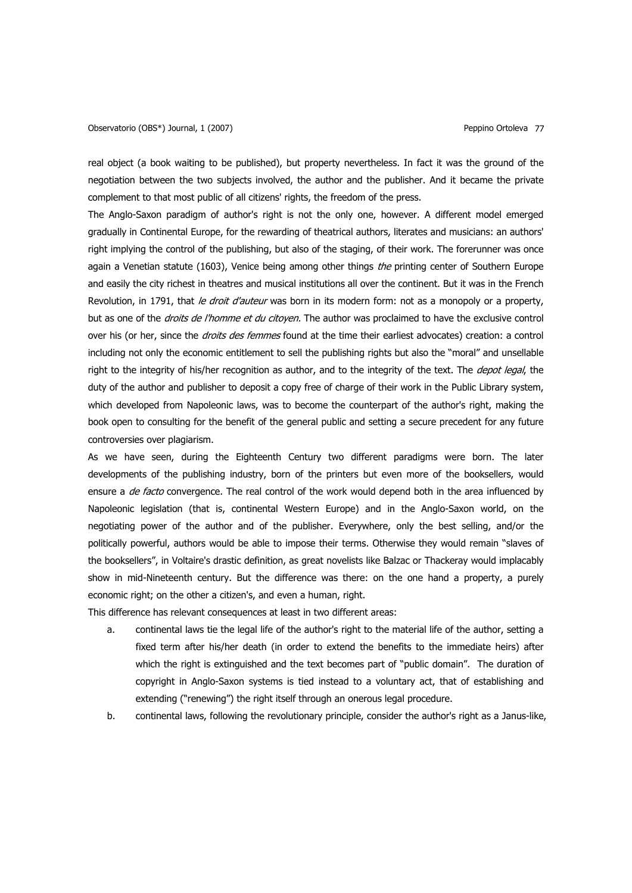real object (a book waiting to be published), but property nevertheless. In fact it was the ground of the negotiation between the two subjects involved, the author and the publisher. And it became the private complement to that most public of all citizens' rights, the freedom of the press.

The Anglo-Saxon paradigm of author's right is not the only one, however. A different model emerged gradually in Continental Europe, for the rewarding of theatrical authors, literates and musicians: an authors' right implying the control of the publishing, but also of the staging, of their work. The forerunner was once again a Venetian statute (1603), Venice being among other things *the* printing center of Southern Europe and easily the city richest in theatres and musical institutions all over the continent. But it was in the French Revolution, in 1791, that *le droit d'auteur* was born in its modern form: not as a monopoly or a property, but as one of the *droits de l'homme et du citoyen.* The author was proclaimed to have the exclusive control over his (or her, since the *droits des femmes* found at the time their earliest advocates) creation: a control including not only the economic entitlement to sell the publishing rights but also the "moral" and unsellable right to the integrity of his/her recognition as author, and to the integrity of the text. The *depot legal*, the duty of the author and publisher to deposit a copy free of charge of their work in the Public Library system, which developed from Napoleonic laws, was to become the counterpart of the author's right, making the book open to consulting for the benefit of the general public and setting a secure precedent for any future controversies over plagiarism.

As we have seen, during the Eighteenth Century two different paradigms were born. The later developments of the publishing industry, born of the printers but even more of the booksellers, would ensure a *de facto* convergence. The real control of the work would depend both in the area influenced by Napoleonic legislation (that is, continental Western Europe) and in the Anglo-Saxon world, on the negotiating power of the author and of the publisher. Everywhere, only the best selling, and/or the politically powerful, authors would be able to impose their terms. Otherwise they would remain "slaves of the booksellers", in Voltaire's drastic definition, as great novelists like Balzac or Thackeray would implacably show in mid-Nineteenth century. But the difference was there: on the one hand a property, a purely economic right; on the other a citizen's, and even a human, right.

This difference has relevant consequences at least in two different areas:

a. continental laws tie the legal life of the author's right to the material life of the author, setting a fixed term after his/her death (in order to extend the benefits to the immediate heirs) after which the right is extinguished and the text becomes part of "public domain". The duration of copyright in Anglo-Saxon systems is tied instead to a voluntary act, that of establishing and extending ("renewing") the right itself through an onerous legal procedure.

b. continental laws, following the revolutionary principle, consider the author's right as a Janus-like,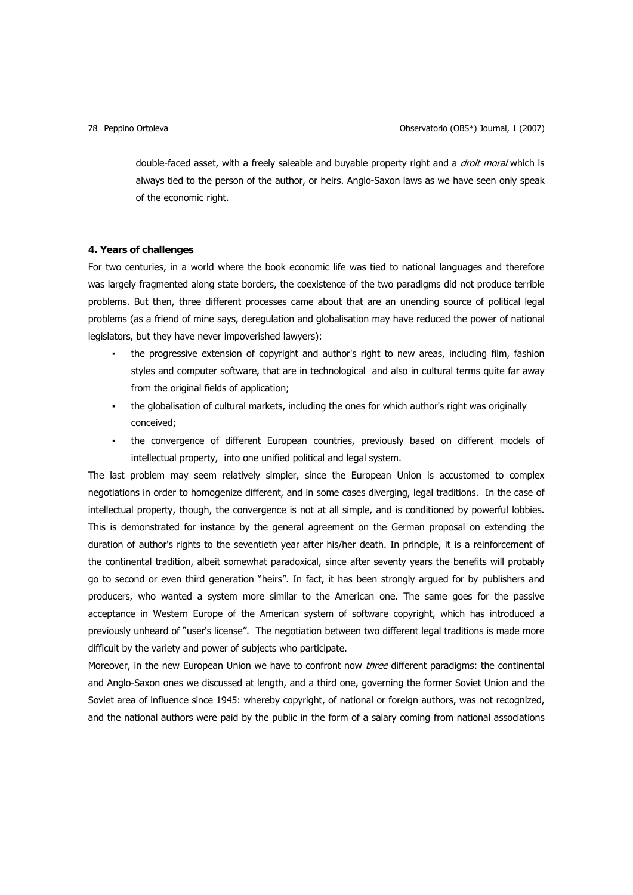double-faced asset, with a freely saleable and buyable property right and a *droit moral* which is always tied to the person of the author, or heirs. Anglo-Saxon laws as we have seen only speak of the economic right.

**4. Years of challenges**

For two centuries, in a world where the book economic life was tied to national languages and therefore was largely fragmented along state borders, the coexistence of the two paradigms did not produce terrible problems. But then, three different processes came about that are an unending source of political legal problems (as a friend of mine says, deregulation and globalisation may have reduced the power of national legislators, but they have never impoverished lawyers):

- the progressive extension of copyright and author's right to new areas, including film, fashion styles and computer software, that are in technological and also in cultural terms quite far away from the original fields of application;
- the globalisation of cultural markets, including the ones for which author's right was originally conceived;
- the convergence of different European countries, previously based on different models of intellectual property, into one unified political and legal system.

The last problem may seem relatively simpler, since the European Union is accustomed to complex negotiations in order to homogenize different, and in some cases diverging, legal traditions. In the case of intellectual property, though, the convergence is not at all simple, and is conditioned by powerful lobbies. This is demonstrated for instance by the general agreement on the German proposal on extending the duration of author's rights to the seventieth year after his/her death. In principle, it is a reinforcement of the continental tradition, albeit somewhat paradoxical, since after seventy years the benefits will probably go to second or even third generation "heirs". In fact, it has been strongly argued for by publishers and producers, who wanted a system more similar to the American one. The same goes for the passive acceptance in Western Europe of the American system of software copyright, which has introduced a previously unheard of "user's license". The negotiation between two different legal traditions is made more difficult by the variety and power of subjects who participate.

Moreover, in the new European Union we have to confront now *three* different paradigms: the continental and Anglo-Saxon ones we discussed at length, and a third one, governing the former Soviet Union and the Soviet area of influence since 1945: whereby copyright, of national or foreign authors, was not recognized, and the national authors were paid by the public in the form of a salary coming from national associations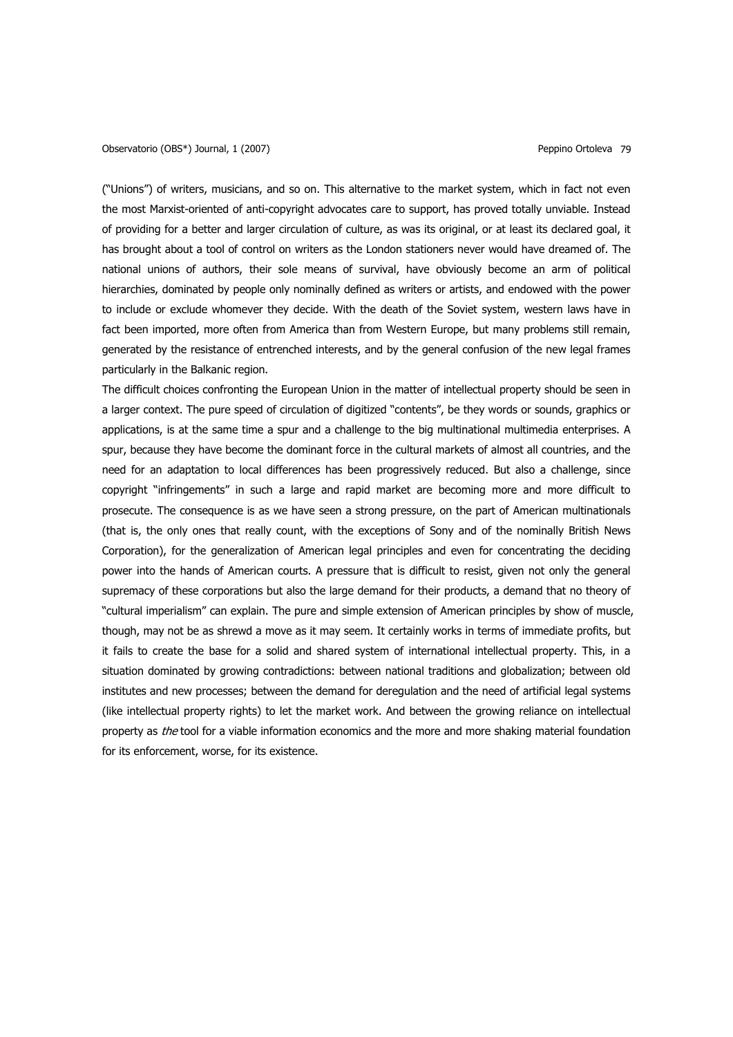("Unions") of writers, musicians, and so on. This alternative to the market system, which in fact not even the most Marxist-oriented of anti-copyright advocates care to support, has proved totally unviable. Instead of providing for a better and larger circulation of culture, as was its original, or at least its declared goal, it has brought about a tool of control on writers as the London stationers never would have dreamed of. The national unions of authors, their sole means of survival, have obviously become an arm of political hierarchies, dominated by people only nominally defined as writers or artists, and endowed with the power to include or exclude whomever they decide. With the death of the Soviet system, western laws have in fact been imported, more often from America than from Western Europe, but many problems still remain, generated by the resistance of entrenched interests, and by the general confusion of the new legal frames particularly in the Balkanic region.

The difficult choices confronting the European Union in the matter of intellectual property should be seen in a larger context. The pure speed of circulation of digitized "contents", be they words or sounds, graphics or applications, is at the same time a spur and a challenge to the big multinational multimedia enterprises. A spur, because they have become the dominant force in the cultural markets of almost all countries, and the need for an adaptation to local differences has been progressively reduced. But also a challenge, since copyright "infringements" in such a large and rapid market are becoming more and more difficult to prosecute. The consequence is as we have seen a strong pressure, on the part of American multinationals (that is, the only ones that really count, with the exceptions of Sony and of the nominally British News Corporation), for the generalization of American legal principles and even for concentrating the deciding power into the hands of American courts. A pressure that is difficult to resist, given not only the general supremacy of these corporations but also the large demand for their products, a demand that no theory of "cultural imperialism" can explain. The pure and simple extension of American principles by show of muscle, though, may not be as shrewd a move as it may seem. It certainly works in terms of immediate profits, but it fails to create the base for a solid and shared system of international intellectual property. This, in a situation dominated by growing contradictions: between national traditions and globalization; between old institutes and new processes; between the demand for deregulation and the need of artificial legal systems (like intellectual property rights) to let the market work. And between the growing reliance on intellectual property as *the* tool for a viable information economics and the more and more shaking material foundation for its enforcement, worse, for its existence.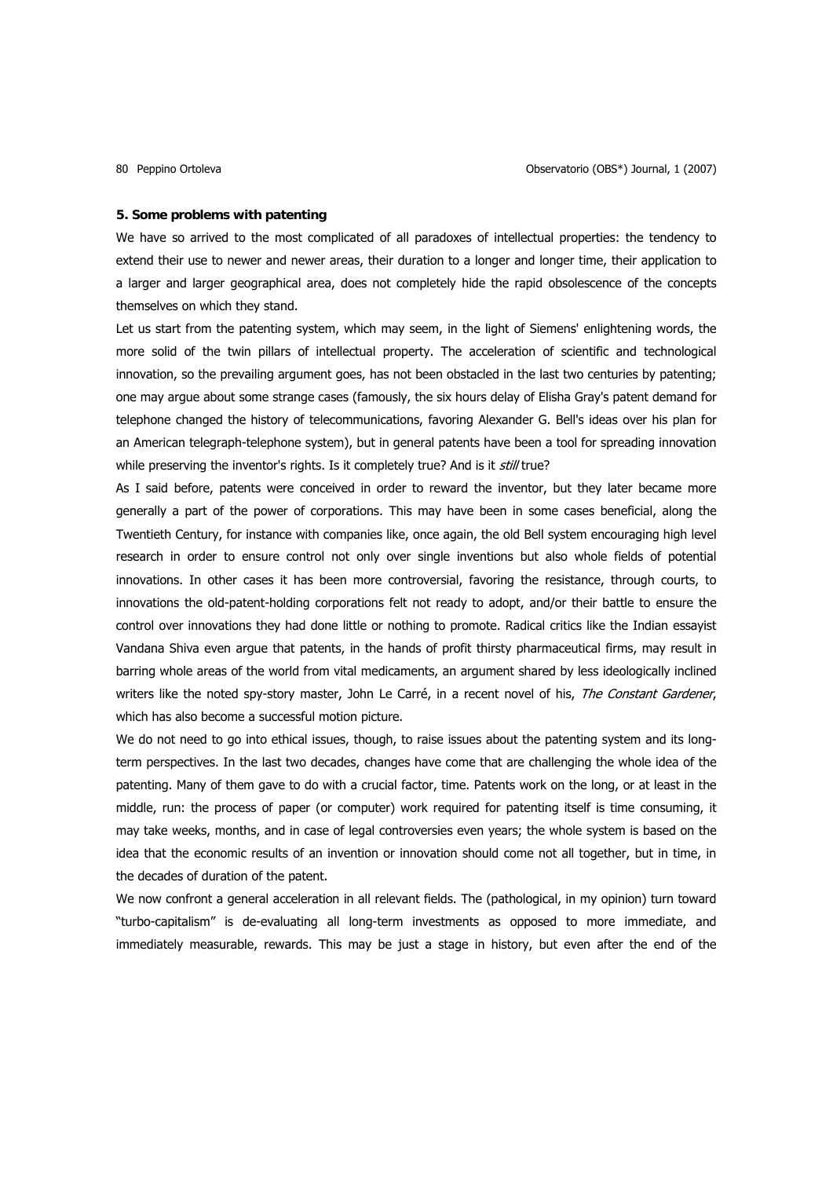**5. Some problems with patenting**

We have so arrived to the most complicated of all paradoxes of intellectual properties: the tendency to extend their use to newer and newer areas, their duration to a longer and longer time, their application to a larger and larger geographical area, does not completely hide the rapid obsolescence of the concepts themselves on which they stand.

Let us start from the patenting system, which may seem, in the light of Siemens' enlightening words, the more solid of the twin pillars of intellectual property. The acceleration of scientific and technological innovation, so the prevailing argument goes, has not been obstacled in the last two centuries by patenting; one may argue about some strange cases (famously, the six hours delay of Elisha Gray's patent demand for telephone changed the history of telecommunications, favoring Alexander G. Bell's ideas over his plan for an American telegraph-telephone system), but in general patents have been a tool for spreading innovation while preserving the inventor's rights. Is it completely true? And is it *still* true?

As I said before, patents were conceived in order to reward the inventor, but they later became more generally a part of the power of corporations. This may have been in some cases beneficial, along the Twentieth Century, for instance with companies like, once again, the old Bell system encouraging high level research in order to ensure control not only over single inventions but also whole fields of potential innovations. In other cases it has been more controversial, favoring the resistance, through courts, to innovations the old-patent-holding corporations felt not ready to adopt, and/or their battle to ensure the control over innovations they had done little or nothing to promote. Radical critics like the Indian essayist Vandana Shiva even argue that patents, in the hands of profit thirsty pharmaceutical firms, may result in barring whole areas of the world from vital medicaments, an argument shared by less ideologically inclined writers like the noted spy-story master, John Le Carré, in a recent novel of his, *The Constant Gardener*, which has also become a successful motion picture.

We do not need to go into ethical issues, though, to raise issues about the patenting system and its long-term perspectives. In the last two decades, changes have come that are challenging the whole idea of the patenting. Many of them gave to do with a crucial factor, time. Patents work on the long, or at least in the middle, run: the process of paper (or computer) work required for patenting itself is time consuming, it may take weeks, months, and in case of legal controversies even years; the whole system is based on the idea that the economic results of an invention or innovation should come not all together, but in time, in the decades of duration of the patent.

We now confront a general acceleration in all relevant fields. The (pathological, in my opinion) turn toward "turbo-capitalism" is de-evaluating all long-term investments as opposed to more immediate, and immediately measurable, rewards. This may be just a stage in history, but even after the end of the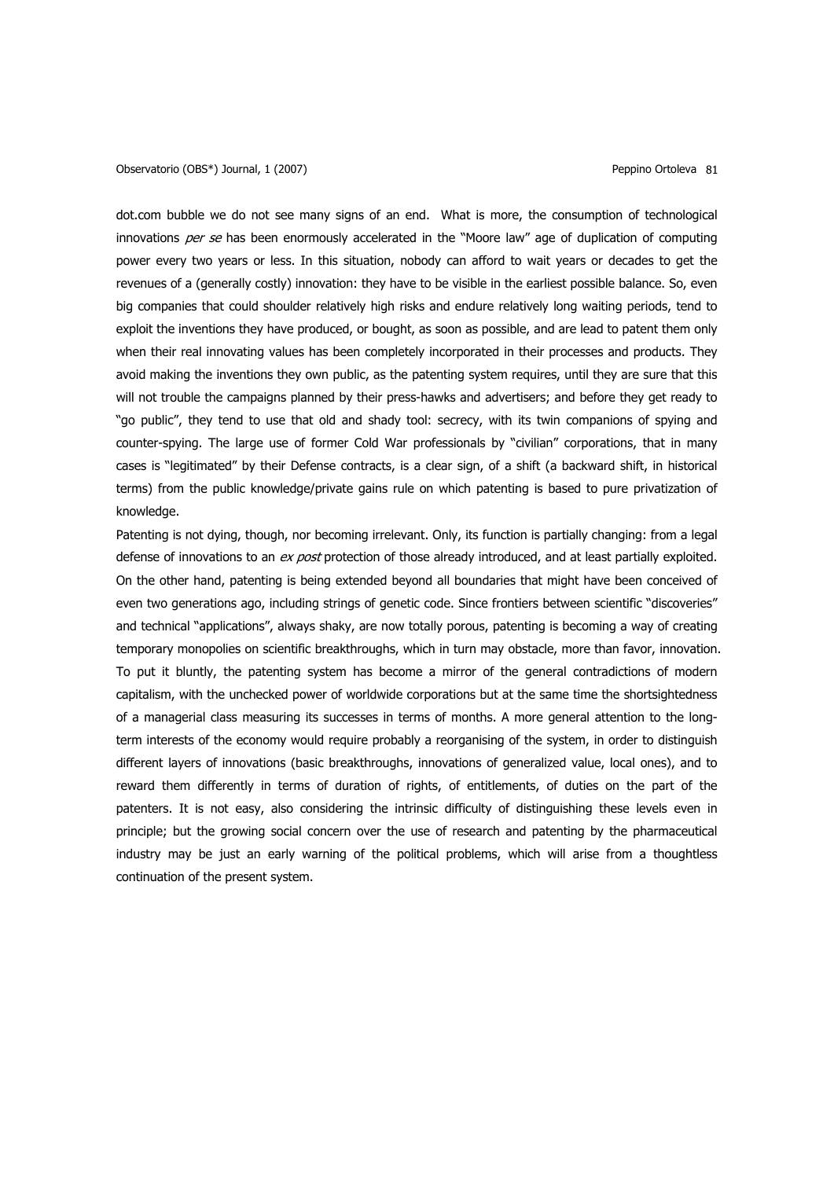dot.com bubble we do not see many signs of an end. What is more, the consumption of technological innovations *per se* has been enormously accelerated in the "Moore law" age of duplication of computing power every two years or less. In this situation, nobody can afford to wait years or decades to get the revenues of a (generally costly) innovation: they have to be visible in the earliest possible balance. So, even big companies that could shoulder relatively high risks and endure relatively long waiting periods, tend to exploit the inventions they have produced, or bought, as soon as possible, and are lead to patent them only when their real innovating values has been completely incorporated in their processes and products. They avoid making the inventions they own public, as the patenting system requires, until they are sure that this will not trouble the campaigns planned by their press-hawks and advertisers; and before they get ready to "go public", they tend to use that old and shady tool: secrecy, with its twin companions of spying and counter-spying. The large use of former Cold War professionals by "civilian" corporations, that in many cases is "legitimated" by their Defense contracts, is a clear sign, of a shift (a backward shift, in historical terms) from the public knowledge/private gains rule on which patenting is based to pure privatization of knowledge.

Patenting is not dying, though, nor becoming irrelevant. Only, its function is partially changing: from a legal defense of innovations to an *ex post* protection of those already introduced, and at least partially exploited. On the other hand, patenting is being extended beyond all boundaries that might have been conceived of even two generations ago, including strings of genetic code. Since frontiers between scientific "discoveries" and technical "applications", always shaky, are now totally porous, patenting is becoming a way of creating temporary monopolies on scientific breakthroughs, which in turn may obstacle, more than favor, innovation. To put it bluntly, the patenting system has become a mirror of the general contradictions of modern capitalism, with the unchecked power of worldwide corporations but at the same time the shortsightedness of a managerial class measuring its successes in terms of months. A more general attention to the long-term interests of the economy would require probably a reorganising of the system, in order to distinguish different layers of innovations (basic breakthroughs, innovations of generalized value, local ones), and to reward them differently in terms of duration of rights, of entitlements, of duties on the part of the patenters. It is not easy, also considering the intrinsic difficulty of distinguishing these levels even in principle; but the growing social concern over the use of research and patenting by the pharmaceutical industry may be just an early warning of the political problems, which will arise from a thoughtless continuation of the present system.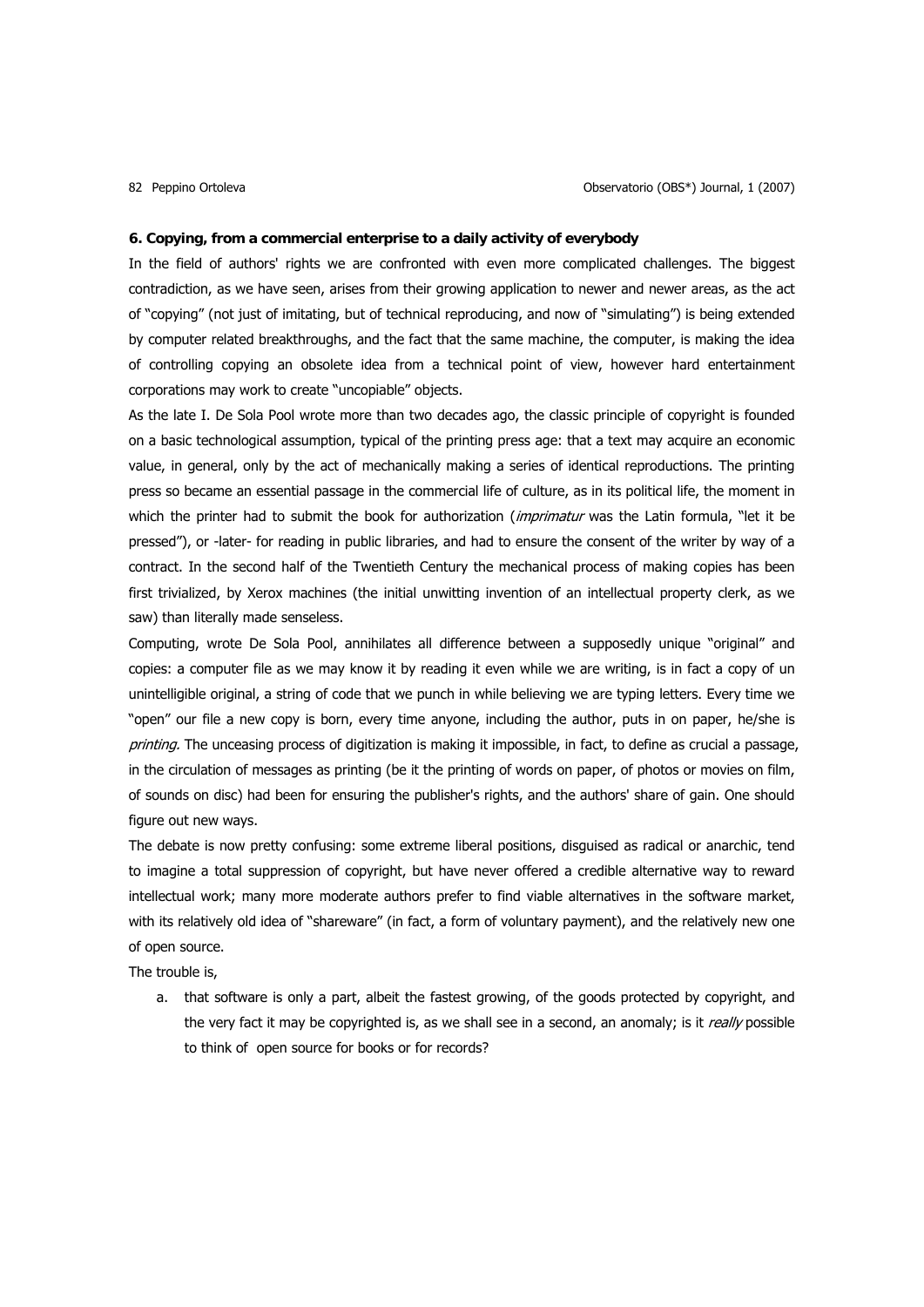**6. Copying, from a commercial enterprise to a daily activity of everybody**

In the field of authors' rights we are confronted with even more complicated challenges. The biggest contradiction, as we have seen, arises from their growing application to newer and newer areas, as the act of "copying" (not just of imitating, but of technical reproducing, and now of "simulating") is being extended by computer related breakthroughs, and the fact that the same machine, the computer, is making the idea of controlling copying an obsolete idea from a technical point of view, however hard entertainment corporations may work to create "uncopiable" objects.

As the late I. De Sola Pool wrote more than two decades ago, the classic principle of copyright is founded on a basic technological assumption, typical of the printing press age: that a text may acquire an economic value, in general, only by the act of mechanically making a series of identical reproductions. The printing press so became an essential passage in the commercial life of culture, as in its political life, the moment in which the printer had to submit the book for authorization (*imprimatur* was the Latin formula, "let it be pressed"), or -later- for reading in public libraries, and had to ensure the consent of the writer by way of a contract. In the second half of the Twentieth Century the mechanical process of making copies has been first trivialized, by Xerox machines (the initial unwitting invention of an intellectual property clerk, as we saw) than literally made senseless.

Computing, wrote De Sola Pool, annihilates all difference between a supposedly unique "original" and copies: a computer file as we may know it by reading it even while we are writing, is in fact a copy of un unintelligible original, a string of code that we punch in while believing we are typing letters. Every time we "open" our file a new copy is born, every time anyone, including the author, puts in on paper, he/she is *printing.* The unceasing process of digitization is making it impossible, in fact, to define as crucial a passage, in the circulation of messages as printing (be it the printing of words on paper, of photos or movies on film, of sounds on disc) had been for ensuring the publisher's rights, and the authors' share of gain. One should figure out new ways.

The debate is now pretty confusing: some extreme liberal positions, disguised as radical or anarchic, tend to imagine a total suppression of copyright, but have never offered a credible alternative way to reward intellectual work; many more moderate authors prefer to find viable alternatives in the software market, with its relatively old idea of "shareware" (in fact, a form of voluntary payment), and the relatively new one of open source.

The trouble is,

a. that software is only a part, albeit the fastest growing, of the goods protected by copyright, and the very fact it may be copyrighted is, as we shall see in a second, an anomaly; is it *really* possible to think of open source for books or for records?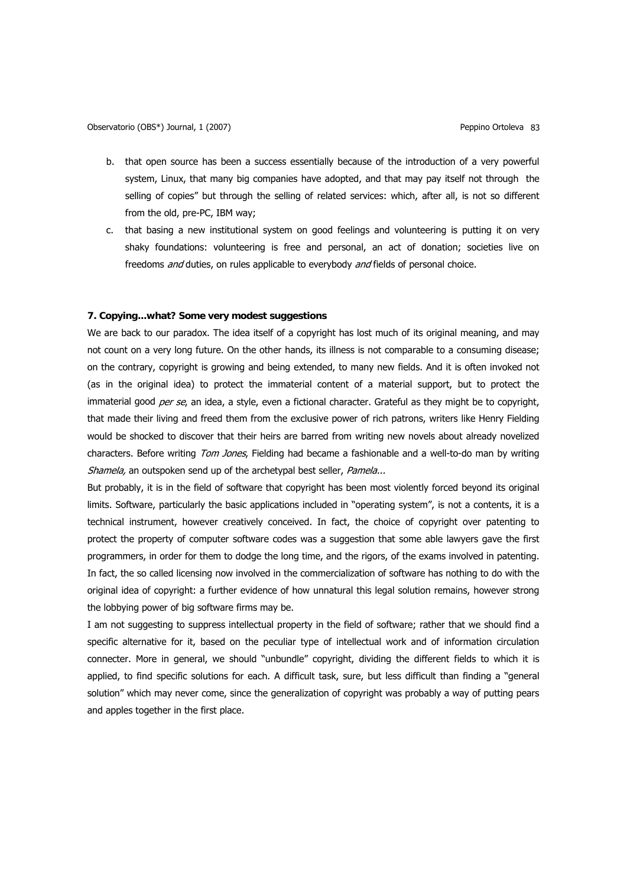b. that open source has been a success essentially because of the introduction of a very powerful system, Linux, that many big companies have adopted, and that may pay itself not through the selling of copies" but through the selling of related services: which, after all, is not so different from the old, pre-PC, IBM way;
c. that basing a new institutional system on good feelings and volunteering is putting it on very shaky foundations: volunteering is free and personal, an act of donation; societies live on freedoms *and* duties, on rules applicable to everybody *and* fields of personal choice.

### 7. Copying...what? Some very modest suggestions

We are back to our paradox. The idea itself of a copyright has lost much of its original meaning, and may not count on a very long future. On the other hands, its illness is not comparable to a consuming disease; on the contrary, copyright is growing and being extended, to many new fields. And it is often invoked not (as in the original idea) to protect the immaterial content of a material support, but to protect the immaterial good *per se*, an idea, a style, even a fictional character. Grateful as they might be to copyright, that made their living and freed them from the exclusive power of rich patrons, writers like Henry Fielding would be shocked to discover that their heirs are barred from writing new novels about already novelized characters. Before writing *Tom Jones*, Fielding had became a fashionable and a well-to-do man by writing *Shamela,* an outspoken send up of the archetypal best seller, *Pamela...*

But probably, it is in the field of software that copyright has been most violently forced beyond its original limits. Software, particularly the basic applications included in "operating system", is not a contents, it is a technical instrument, however creatively conceived. In fact, the choice of copyright over patenting to protect the property of computer software codes was a suggestion that some able lawyers gave the first programmers, in order for them to dodge the long time, and the rigors, of the exams involved in patenting. In fact, the so called licensing now involved in the commercialization of software has nothing to do with the original idea of copyright: a further evidence of how unnatural this legal solution remains, however strong the lobbying power of big software firms may be.

I am not suggesting to suppress intellectual property in the field of software; rather that we should find a specific alternative for it, based on the peculiar type of intellectual work and of information circulation connecter. More in general, we should "unbundle" copyright, dividing the different fields to which it is applied, to find specific solutions for each. A difficult task, sure, but less difficult than finding a "general solution" which may never come, since the generalization of copyright was probably a way of putting pears and apples together in the first place.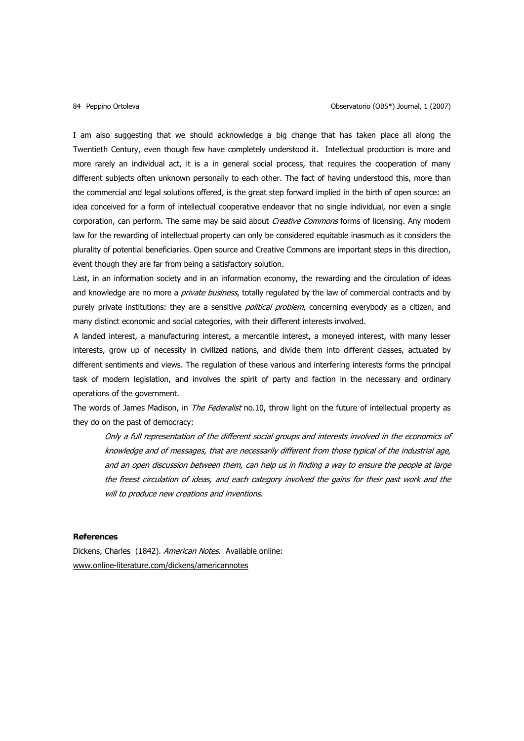I am also suggesting that we should acknowledge a big change that has taken place all along the Twentieth Century, even though few have completely understood it. Intellectual production is more and more rarely an individual act, it is a in general social process, that requires the cooperation of many different subjects often unknown personally to each other. The fact of having understood this, more than the commercial and legal solutions offered, is the great step forward implied in the birth of open source: an idea conceived for a form of intellectual cooperative endeavor that no single individual, nor even a single corporation, can perform. The same may be said about *Creative Commons* forms of licensing. Any modern law for the rewarding of intellectual property can only be considered equitable inasmuch as it considers the plurality of potential beneficiaries. Open source and Creative Commons are important steps in this direction, event though they are far from being a satisfactory solution.

Last, in an information society and in an information economy, the rewarding and the circulation of ideas and knowledge are no more a *private business*, totally regulated by the law of commercial contracts and by purely private institutions: they are a sensitive *political problem*, concerning everybody as a citizen, and many distinct economic and social categories, with their different interests involved.

A landed interest, a manufacturing interest, a mercantile interest, a moneyed interest, with many lesser interests, grow up of necessity in civilized nations, and divide them into different classes, actuated by different sentiments and views. The regulation of these various and interfering interests forms the principal task of modern legislation, and involves the spirit of party and faction in the necessary and ordinary operations of the government.

The words of James Madison, in *The Federalist* no.10, throw light on the future of intellectual property as they do on the past of democracy:

> *Only a full representation of the different social groups and interests involved in the economics of knowledge and of messages, that are necessarily different from those typical of the industrial age, and an open discussion between them, can help us in finding a way to ensure the people at large the freest circulation of ideas, and each category involved the gains for their past work and the will to produce new creations and inventions.*

**References**

Dickens, Charles (1842). *American Notes*. Available online: www.online-literature.com/dickens/americannotes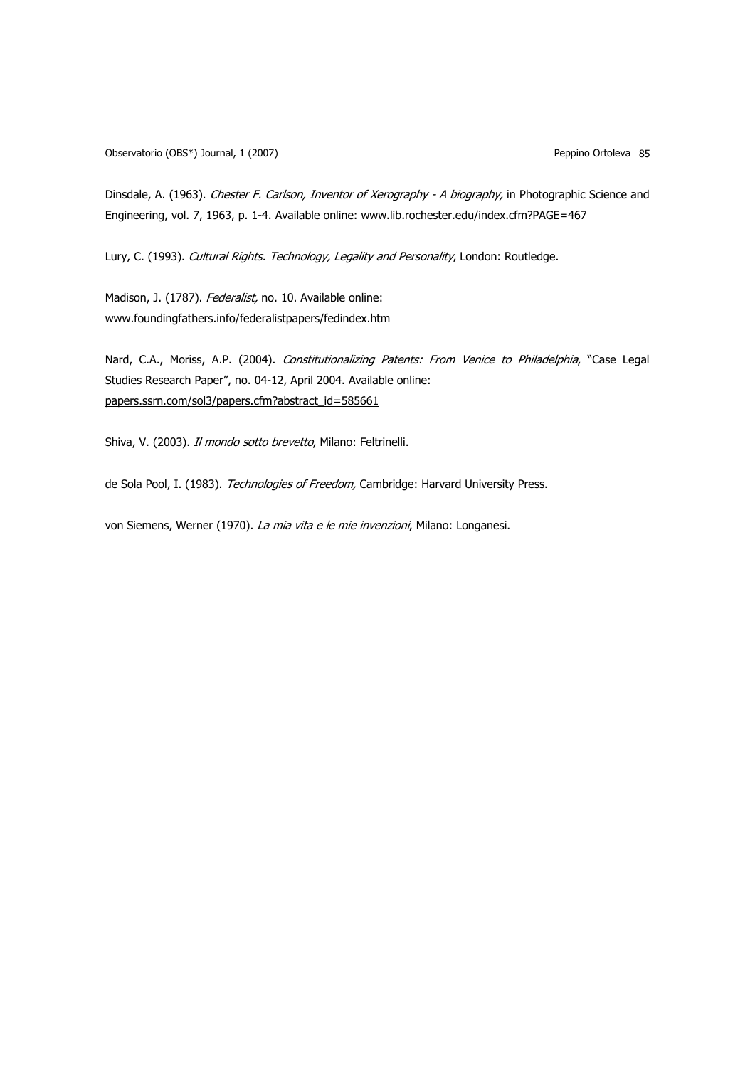Dinsdale, A. (1963). *Chester F. Carlson, Inventor of Xerography - A biography,* in Photographic Science and Engineering, vol. 7, 1963, p. 1-4. Available online: www.lib.rochester.edu/index.cfm?PAGE=467

Lury, C. (1993). *Cultural Rights. Technology, Legality and Personality*, London: Routledge.

Madison, J. (1787). *Federalist,* no. 10. Available online: www.foundingfathers.info/federalistpapers/fedindex.htm

Nard, C.A., Moriss, A.P. (2004). *Constitutionalizing Patents: From Venice to Philadelphia*, "Case Legal Studies Research Paper", no. 04-12, April 2004. Available online: papers.ssrn.com/sol3/papers.cfm?abstract_id=585661

Shiva, V. (2003). *Il mondo sotto brevetto*, Milano: Feltrinelli.

de Sola Pool, I. (1983). *Technologies of Freedom,* Cambridge: Harvard University Press.

von Siemens, Werner (1970). *La mia vita e le mie invenzioni*, Milano: Longanesi.